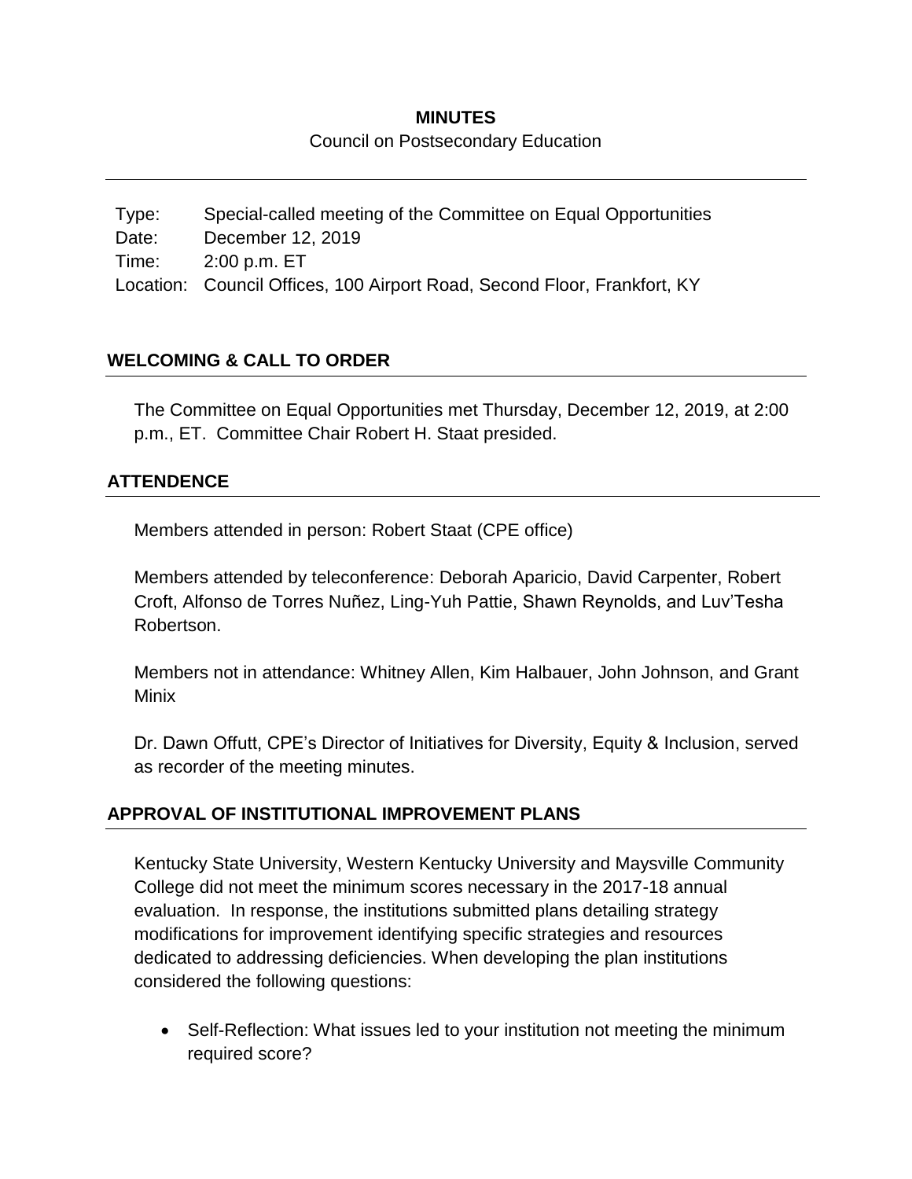**MINUTES**

Council on Postsecondary Education

| | |
|---|---|
| Type: | Special-called meeting of the Committee on Equal Opportunities |
| Date: | December 12, 2019 |
| Time: | 2:00 p.m. ET |
| Location: | Council Offices, 100 Airport Road, Second Floor, Frankfort, KY |

## WELCOMING & CALL TO ORDER

The Committee on Equal Opportunities met Thursday, December 12, 2019, at 2:00 p.m., ET. Committee Chair Robert H. Staat presided.

## ATTENDENCE

Members attended in person: Robert Staat (CPE office)

Members attended by teleconference: Deborah Aparicio, David Carpenter, Robert Croft, Alfonso de Torres Nuñez, Ling-Yuh Pattie, Shawn Reynolds, and Luv'Tesha Robertson.

Members not in attendance: Whitney Allen, Kim Halbauer, John Johnson, and Grant Minix

Dr. Dawn Offutt, CPE's Director of Initiatives for Diversity, Equity & Inclusion, served as recorder of the meeting minutes.

## APPROVAL OF INSTITUTIONAL IMPROVEMENT PLANS

Kentucky State University, Western Kentucky University and Maysville Community College did not meet the minimum scores necessary in the 2017-18 annual evaluation. In response, the institutions submitted plans detailing strategy modifications for improvement identifying specific strategies and resources dedicated to addressing deficiencies. When developing the plan institutions considered the following questions:

- Self-Reflection: What issues led to your institution not meeting the minimum required score?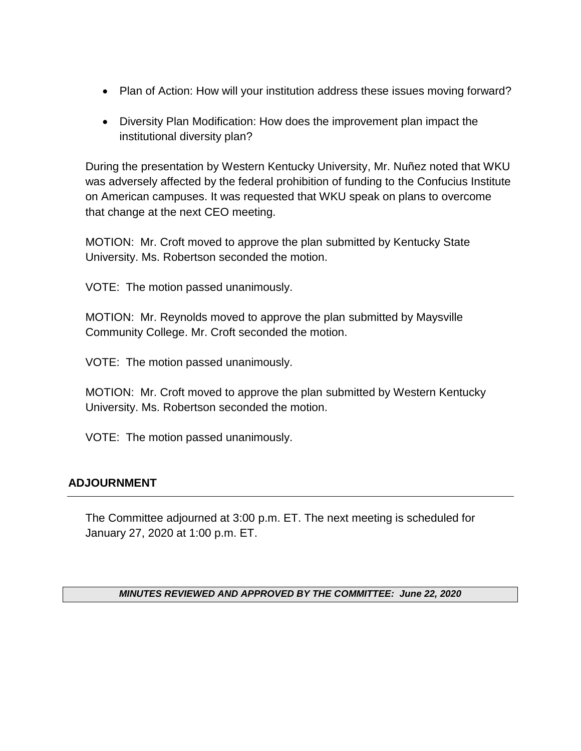- Plan of Action: How will your institution address these issues moving forward?
- Diversity Plan Modification: How does the improvement plan impact the institutional diversity plan?

During the presentation by Western Kentucky University, Mr. Nuñez noted that WKU was adversely affected by the federal prohibition of funding to the Confucius Institute on American campuses. It was requested that WKU speak on plans to overcome that change at the next CEO meeting.

MOTION: Mr. Croft moved to approve the plan submitted by Kentucky State University. Ms. Robertson seconded the motion.

VOTE: The motion passed unanimously.

MOTION: Mr. Reynolds moved to approve the plan submitted by Maysville Community College. Mr. Croft seconded the motion.

VOTE: The motion passed unanimously.

MOTION: Mr. Croft moved to approve the plan submitted by Western Kentucky University. Ms. Robertson seconded the motion.

VOTE: The motion passed unanimously.

## ADJOURNMENT

The Committee adjourned at 3:00 p.m. ET. The next meeting is scheduled for January 27, 2020 at 1:00 p.m. ET.

***MINUTES REVIEWED AND APPROVED BY THE COMMITTEE: June 22, 2020***